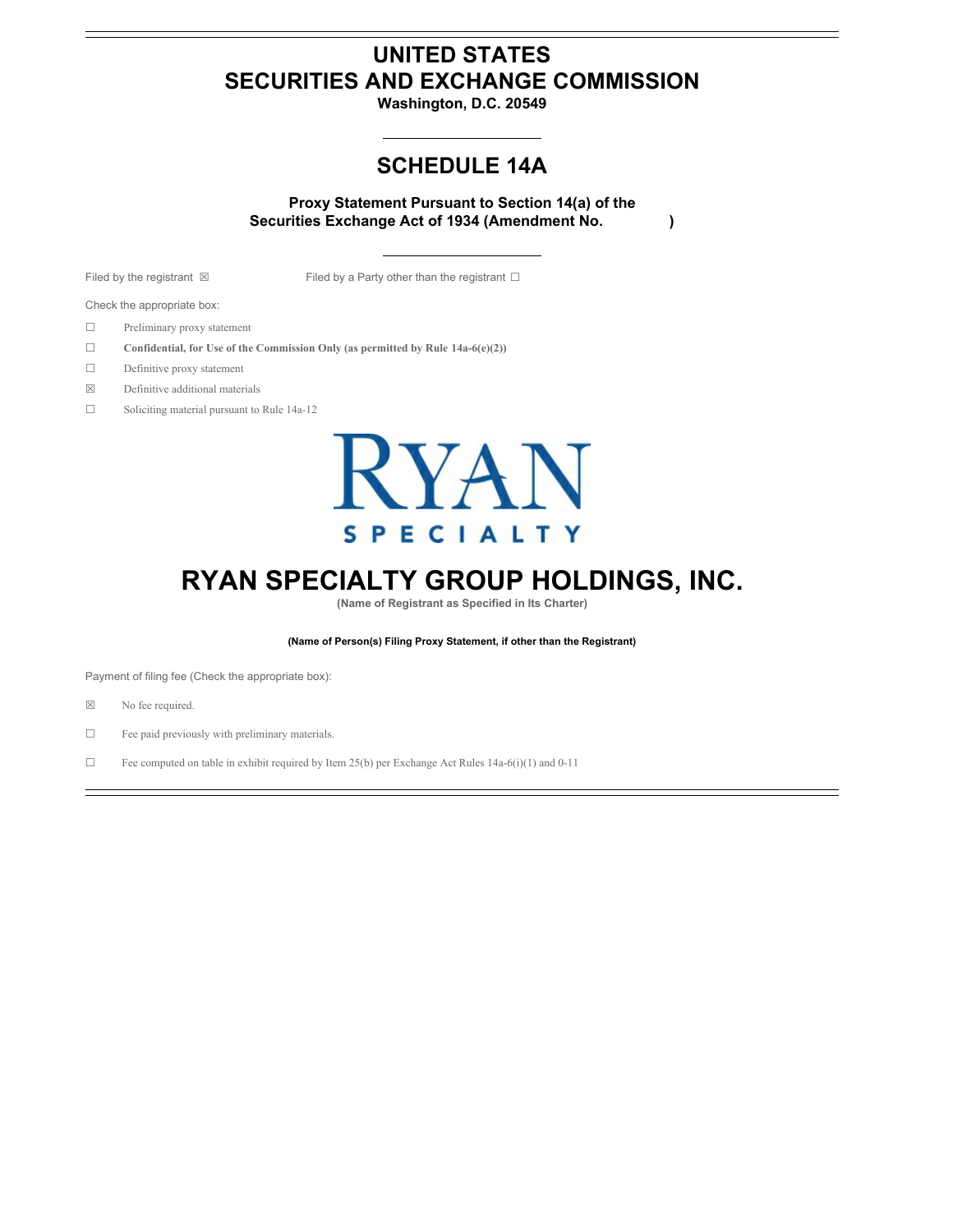# UNITED STATES
# SECURITIES AND EXCHANGE COMMISSION

**Washington, D.C. 20549**

## SCHEDULE 14A

**Proxy Statement Pursuant to Section 14(a) of the Securities Exchange Act of 1934 (Amendment No. )**

Filed by the registrant ☒ Filed by a Party other than the registrant ☐

Check the appropriate box:

☐ Preliminary proxy statement

☐ **Confidential, for Use of the Commission Only (as permitted by Rule 14a-6(e)(2))**

☐ Definitive proxy statement

☒ Definitive additional materials

☐ Soliciting material pursuant to Rule 14a-12

RYAN SPECIALTY

# RYAN SPECIALTY GROUP HOLDINGS, INC.

**(Name of Registrant as Specified in Its Charter)**

**(Name of Person(s) Filing Proxy Statement, if other than the Registrant)**

Payment of filing fee (Check the appropriate box):

☒ No fee required.

☐ Fee paid previously with preliminary materials.

☐ Fee computed on table in exhibit required by Item 25(b) per Exchange Act Rules 14a-6(i)(1) and 0-11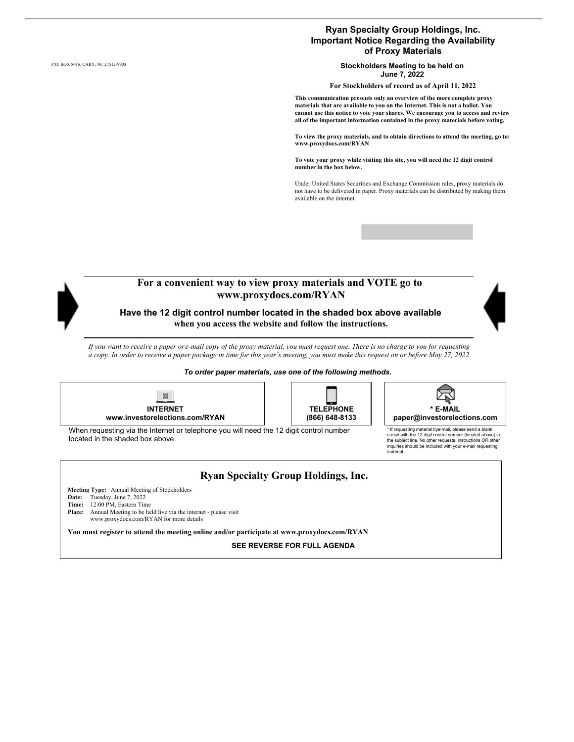P.O. BOX 8016, CARY, NC 27512-9903

## Ryan Specialty Group Holdings, Inc. Important Notice Regarding the Availability of Proxy Materials

**Stockholders Meeting to be held on June 7, 2022**

**For Stockholders of record as of April 11, 2022**

**This communication presents only an overview of the more complete proxy materials that are available to you on the Internet. This is not a ballot. You cannot use this notice to vote your shares. We encourage you to access and review all of the important information contained in the proxy materials before voting.**

**To view the proxy materials, and to obtain directions to attend the meeting, go to: www.proxydocs.com/RYAN**

**To vote your proxy while visiting this site, you will need the 12 digit control number in the box below.**

Under United States Securities and Exchange Commission rules, proxy materials do not have to be delivered in paper. Proxy materials can be distributed by making them available on the internet.

## For a convenient way to view proxy materials and VOTE go to www.proxydocs.com/RYAN

**Have the 12 digit control number located in the shaded box above available when you access the website and follow the instructions.**

*If you want to receive a paper or e-mail copy of the proxy material, you must request one. There is no charge to you for requesting a copy. In order to receive a paper package in time for this year's meeting, you must make this request on or before May 27, 2022.*

***To order paper materials, use one of the following methods.***

| INTERNET | TELEPHONE | * E-MAIL |
|---|---|---|
| www.investorelections.com/RYAN | (866) 648-8133 | paper@investorelections.com |

When requesting via the Internet or telephone you will need the 12 digit control number located in the shaded box above.

* If requesting material bye-mail, please send a blank e-mail with the 12 digit control number (located above) in the subject line. No other requests, instructions OR other inquiries should be included with your e-mail requesting material.

## Ryan Specialty Group Holdings, Inc.

**Meeting Type:** Annual Meeting of Stockholders
**Date:** Tuesday, June 7, 2022
**Time:** 12:00 PM, Eastern Time
**Place:** Annual Meeting to be held live via the internet - please visit www.proxydocs.com/RYAN for more details

**You must register to attend the meeting online and/or participate at www.proxydocs.com/RYAN**

**SEE REVERSE FOR FULL AGENDA**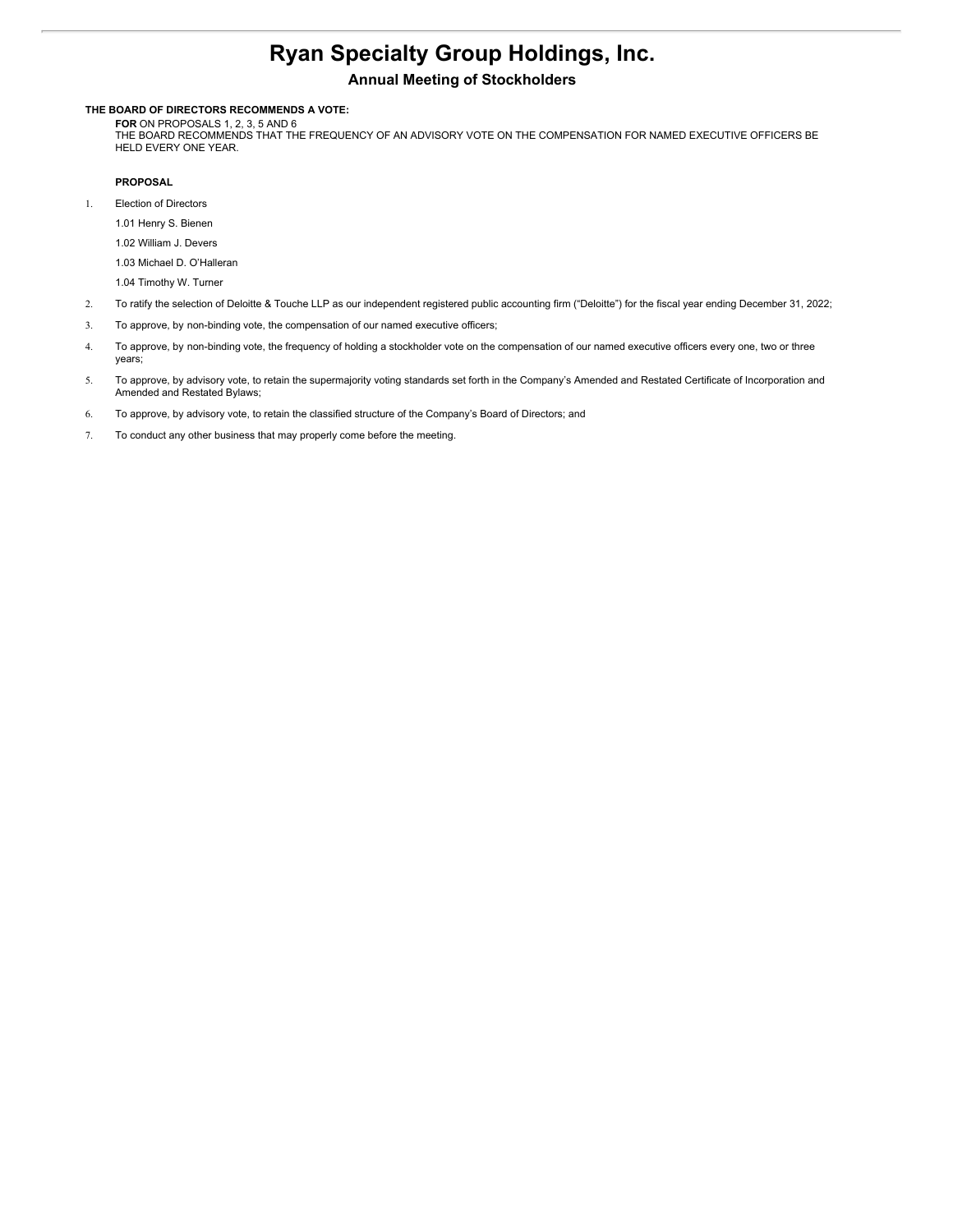# Ryan Specialty Group Holdings, Inc.

## Annual Meeting of Stockholders

**THE BOARD OF DIRECTORS RECOMMENDS A VOTE:**

**FOR** ON PROPOSALS 1, 2, 3, 5 AND 6
THE BOARD RECOMMENDS THAT THE FREQUENCY OF AN ADVISORY VOTE ON THE COMPENSATION FOR NAMED EXECUTIVE OFFICERS BE HELD EVERY ONE YEAR.

**PROPOSAL**

1. Election of Directors

   1.01 Henry S. Bienen

   1.02 William J. Devers

   1.03 Michael D. O'Halleran

   1.04 Timothy W. Turner

2. To ratify the selection of Deloitte & Touche LLP as our independent registered public accounting firm ("Deloitte") for the fiscal year ending December 31, 2022;

3. To approve, by non-binding vote, the compensation of our named executive officers;

4. To approve, by non-binding vote, the frequency of holding a stockholder vote on the compensation of our named executive officers every one, two or three years;

5. To approve, by advisory vote, to retain the supermajority voting standards set forth in the Company's Amended and Restated Certificate of Incorporation and Amended and Restated Bylaws;

6. To approve, by advisory vote, to retain the classified structure of the Company's Board of Directors; and

7. To conduct any other business that may properly come before the meeting.